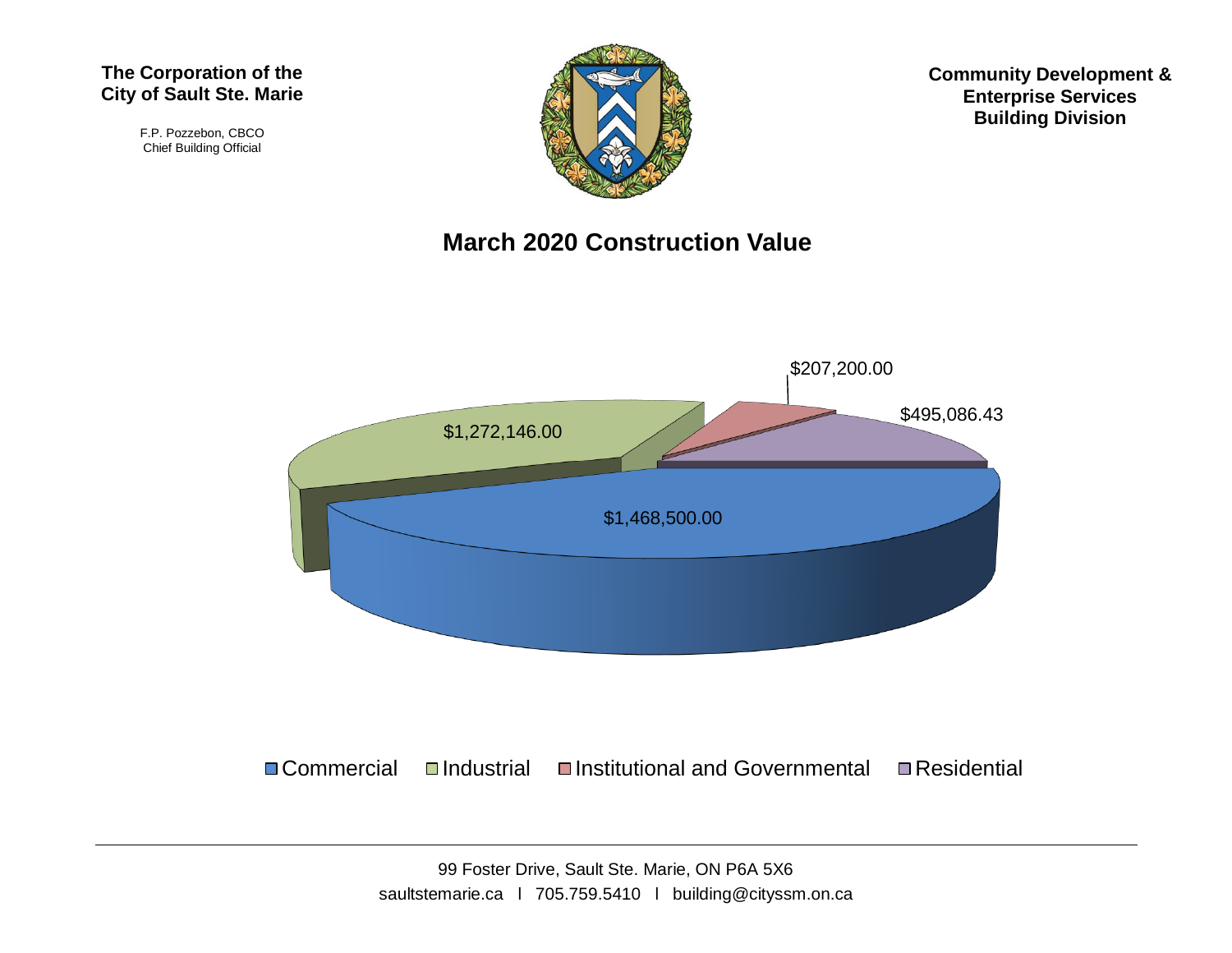**The Corporation of the City of Sault Ste. Marie**

F.P. Pozzebon, CBCO
Chief Building Official

**Community Development & Enterprise Services Building Division**

## March 2020 Construction Value

| Category | Value |
| --- | --- |
| Commercial | $1,468,500.00 |
| Industrial | $1,272,146.00 |
| Institutional and Governmental | $207,200.00 |
| Residential | $495,086.43 |

99 Foster Drive, Sault Ste. Marie, ON P6A 5X6
saultstemarie.ca l 705.759.5410 l building@cityssm.on.ca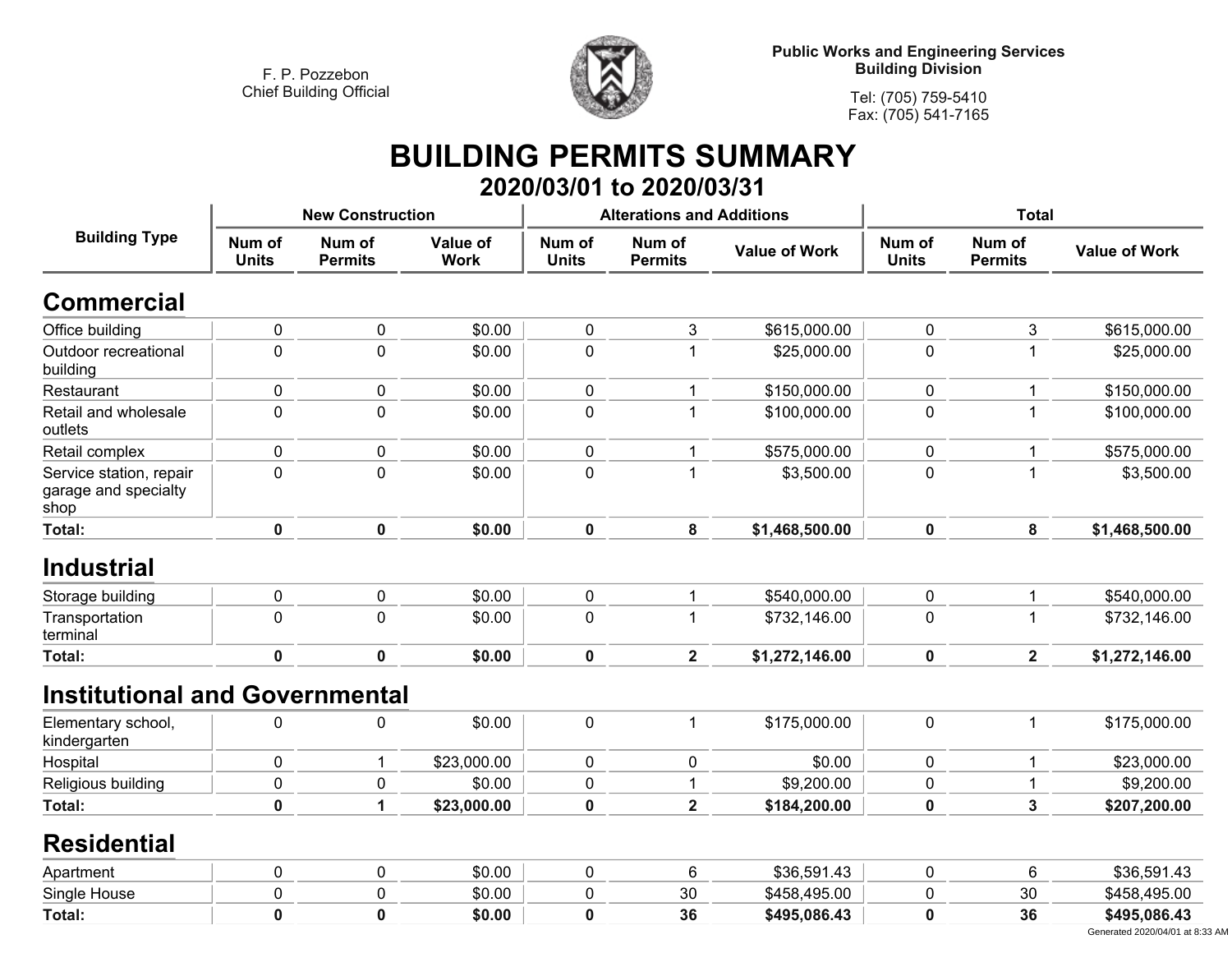F. P. Pozzebon
Chief Building Official

**Public Works and Engineering Services**
**Building Division**

Tel: (705) 759-5410
Fax: (705) 541-7165

# BUILDING PERMITS SUMMARY

## 2020/03/01 to 2020/03/31

| Building Type | New Construction | | | Alterations and Additions | | | Total | | |
|---|---|---|---|---|---|---|---|---|---|
| | Num of Units | Num of Permits | Value of Work | Num of Units | Num of Permits | Value of Work | Num of Units | Num of Permits | Value of Work |
| **Commercial** | | | | | | | | | |
| Office building | 0 | 0 | $0.00 | 0 | 3 | $615,000.00 | 0 | 3 | $615,000.00 |
| Outdoor recreational building | 0 | 0 | $0.00 | 0 | 1 | $25,000.00 | 0 | 1 | $25,000.00 |
| Restaurant | 0 | 0 | $0.00 | 0 | 1 | $150,000.00 | 0 | 1 | $150,000.00 |
| Retail and wholesale outlets | 0 | 0 | $0.00 | 0 | 1 | $100,000.00 | 0 | 1 | $100,000.00 |
| Retail complex | 0 | 0 | $0.00 | 0 | 1 | $575,000.00 | 0 | 1 | $575,000.00 |
| Service station, repair garage and specialty shop | 0 | 0 | $0.00 | 0 | 1 | $3,500.00 | 0 | 1 | $3,500.00 |
| **Total:** | **0** | **0** | **$0.00** | **0** | **8** | **$1,468,500.00** | **0** | **8** | **$1,468,500.00** |
| **Industrial** | | | | | | | | | |
| Storage building | 0 | 0 | $0.00 | 0 | 1 | $540,000.00 | 0 | 1 | $540,000.00 |
| Transportation terminal | 0 | 0 | $0.00 | 0 | 1 | $732,146.00 | 0 | 1 | $732,146.00 |
| **Total:** | **0** | **0** | **$0.00** | **0** | **2** | **$1,272,146.00** | **0** | **2** | **$1,272,146.00** |
| **Institutional and Governmental** | | | | | | | | | |
| Elementary school, kindergarten | 0 | 0 | $0.00 | 0 | 1 | $175,000.00 | 0 | 1 | $175,000.00 |
| Hospital | 0 | 1 | $23,000.00 | 0 | 0 | $0.00 | 0 | 1 | $23,000.00 |
| Religious building | 0 | 0 | $0.00 | 0 | 1 | $9,200.00 | 0 | 1 | $9,200.00 |
| **Total:** | **0** | **1** | **$23,000.00** | **0** | **2** | **$184,200.00** | **0** | **3** | **$207,200.00** |
| **Residential** | | | | | | | | | |
| Apartment | 0 | 0 | $0.00 | 0 | 6 | $36,591.43 | 0 | 6 | $36,591.43 |
| Single House | 0 | 0 | $0.00 | 0 | 30 | $458,495.00 | 0 | 30 | $458,495.00 |
| **Total:** | **0** | **0** | **$0.00** | **0** | **36** | **$495,086.43** | **0** | **36** | **$495,086.43** |

Generated 2020/04/01 at 8:33 AM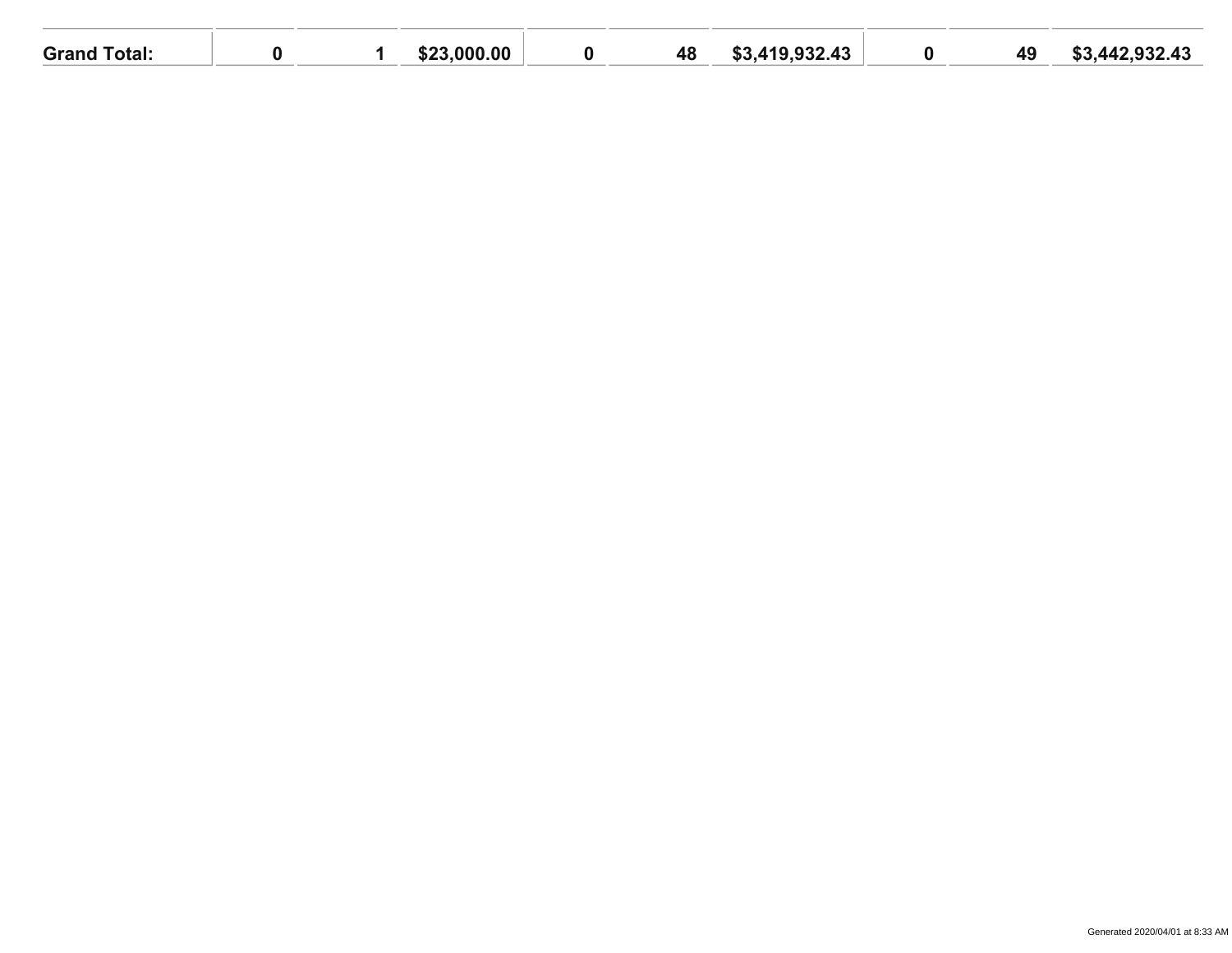| Grand Total: | 0 | 1 | $23,000.00 | 0 | 48 | $3,419,932.43 | 0 | 49 | $3,442,932.43 |
|---|---|---|---|---|---|---|---|---|---|

Generated 2020/04/01 at 8:33 AM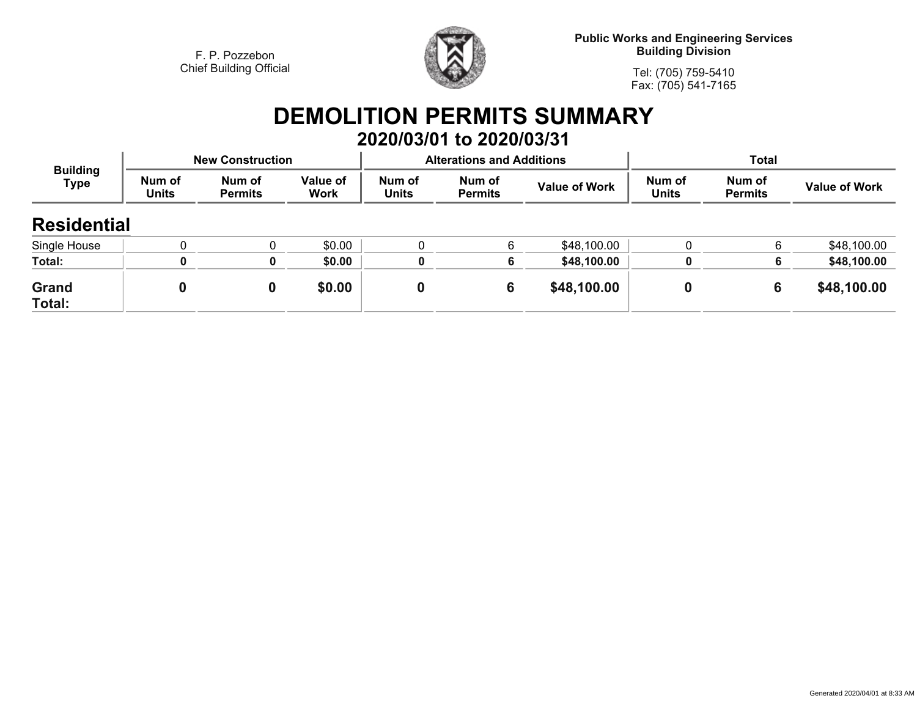F. P. Pozzebon
Chief Building Official

**Public Works and Engineering Services**
**Building Division**

Tel: (705) 759-5410
Fax: (705) 541-7165

# DEMOLITION PERMITS SUMMARY

## 2020/03/01 to 2020/03/31

| Building Type | New Construction | | | Alterations and Additions | | | Total | | |
|---|---|---|---|---|---|---|---|---|---|
| | Num of Units | Num of Permits | Value of Work | Num of Units | Num of Permits | Value of Work | Num of Units | Num of Permits | Value of Work |
| **Residential** | | | | | | | | | |
| Single House | 0 | 0 | $0.00 | 0 | 6 | $48,100.00 | 0 | 6 | $48,100.00 |
| **Total:** | **0** | **0** | **$0.00** | **0** | **6** | **$48,100.00** | **0** | **6** | **$48,100.00** |
| **Grand Total:** | **0** | **0** | **$0.00** | **0** | **6** | **$48,100.00** | **0** | **6** | **$48,100.00** |

Generated 2020/04/01 at 8:33 AM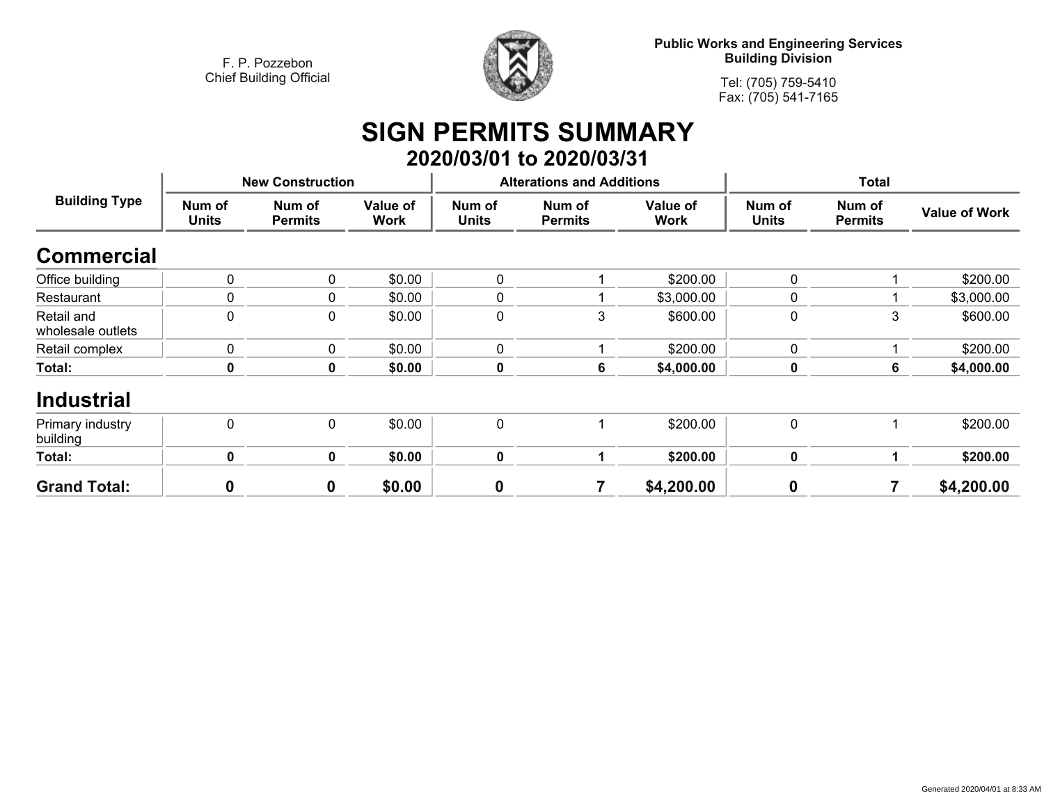F. P. Pozzebon
Chief Building Official

**Public Works and Engineering Services**
**Building Division**

Tel: (705) 759-5410
Fax: (705) 541-7165

# SIGN PERMITS SUMMARY

## 2020/03/01 to 2020/03/31

| Building Type | New Construction | | | Alterations and Additions | | | Total | | |
|---|---|---|---|---|---|---|---|---|---|
| | Num of Units | Num of Permits | Value of Work | Num of Units | Num of Permits | Value of Work | Num of Units | Num of Permits | Value of Work |
| **Commercial** | | | | | | | | | |
| Office building | 0 | 0 | $0.00 | 0 | 1 | $200.00 | 0 | 1 | $200.00 |
| Restaurant | 0 | 0 | $0.00 | 0 | 1 | $3,000.00 | 0 | 1 | $3,000.00 |
| Retail and wholesale outlets | 0 | 0 | $0.00 | 0 | 3 | $600.00 | 0 | 3 | $600.00 |
| Retail complex | 0 | 0 | $0.00 | 0 | 1 | $200.00 | 0 | 1 | $200.00 |
| **Total:** | **0** | **0** | **$0.00** | **0** | **6** | **$4,000.00** | **0** | **6** | **$4,000.00** |
| **Industrial** | | | | | | | | | |
| Primary industry building | 0 | 0 | $0.00 | 0 | 1 | $200.00 | 0 | 1 | $200.00 |
| **Total:** | **0** | **0** | **$0.00** | **0** | **1** | **$200.00** | **0** | **1** | **$200.00** |
| **Grand Total:** | **0** | **0** | **$0.00** | **0** | **7** | **$4,200.00** | **0** | **7** | **$4,200.00** |

Generated 2020/04/01 at 8:33 AM